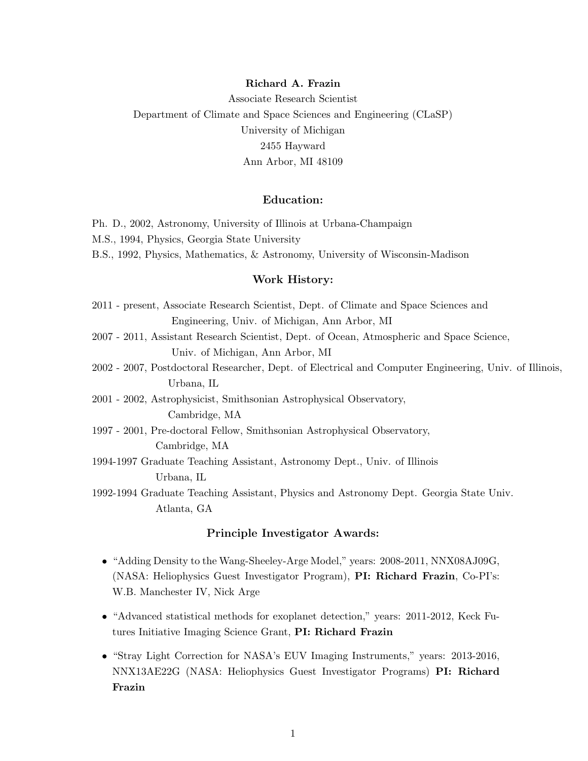**Richard A. Frazin**

Associate Research Scientist

Department of Climate and Space Sciences and Engineering (CLaSP)

University of Michigan

2455 Hayward

Ann Arbor, MI 48109

## Education:

Ph. D., 2002, Astronomy, University of Illinois at Urbana-Champaign

M.S., 1994, Physics, Georgia State University

B.S., 1992, Physics, Mathematics, & Astronomy, University of Wisconsin-Madison

## Work History:

2011 - present, Associate Research Scientist, Dept. of Climate and Space Sciences and Engineering, Univ. of Michigan, Ann Arbor, MI

2007 - 2011, Assistant Research Scientist, Dept. of Ocean, Atmospheric and Space Science, Univ. of Michigan, Ann Arbor, MI

2002 - 2007, Postdoctoral Researcher, Dept. of Electrical and Computer Engineering, Univ. of Illinois, Urbana, IL

2001 - 2002, Astrophysicist, Smithsonian Astrophysical Observatory, Cambridge, MA

1997 - 2001, Pre-doctoral Fellow, Smithsonian Astrophysical Observatory, Cambridge, MA

1994-1997 Graduate Teaching Assistant, Astronomy Dept., Univ. of Illinois Urbana, IL

1992-1994 Graduate Teaching Assistant, Physics and Astronomy Dept. Georgia State Univ. Atlanta, GA

## Principle Investigator Awards:

- "Adding Density to the Wang-Sheeley-Arge Model," years: 2008-2011, NNX08AJ09G, (NASA: Heliophysics Guest Investigator Program), **PI: Richard Frazin**, Co-PI's: W.B. Manchester IV, Nick Arge
- "Advanced statistical methods for exoplanet detection," years: 2011-2012, Keck Futures Initiative Imaging Science Grant, **PI: Richard Frazin**
- "Stray Light Correction for NASA's EUV Imaging Instruments," years: 2013-2016, NNX13AE22G (NASA: Heliophysics Guest Investigator Programs) **PI: Richard Frazin**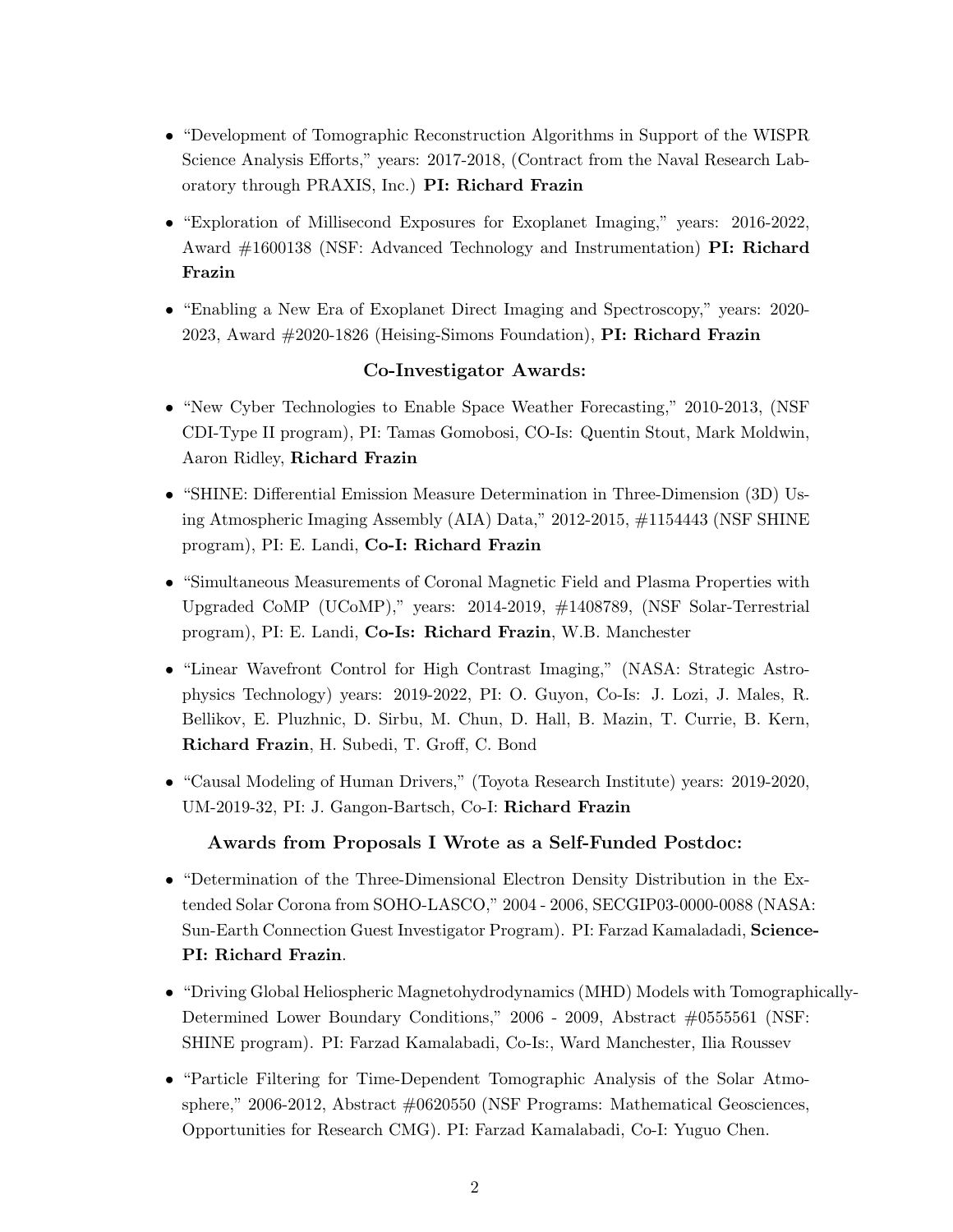- "Development of Tomographic Reconstruction Algorithms in Support of the WISPR Science Analysis Efforts," years: 2017-2018, (Contract from the Naval Research Laboratory through PRAXIS, Inc.) **PI: Richard Frazin**

- "Exploration of Millisecond Exposures for Exoplanet Imaging," years: 2016-2022, Award #1600138 (NSF: Advanced Technology and Instrumentation) **PI: Richard Frazin**

- "Enabling a New Era of Exoplanet Direct Imaging and Spectroscopy," years: 2020-2023, Award #2020-1826 (Heising-Simons Foundation), **PI: Richard Frazin**

### Co-Investigator Awards:

- "New Cyber Technologies to Enable Space Weather Forecasting," 2010-2013, (NSF CDI-Type II program), PI: Tamas Gomobosi, CO-Is: Quentin Stout, Mark Moldwin, Aaron Ridley, **Richard Frazin**

- "SHINE: Differential Emission Measure Determination in Three-Dimension (3D) Using Atmospheric Imaging Assembly (AIA) Data," 2012-2015, #1154443 (NSF SHINE program), PI: E. Landi, **Co-I: Richard Frazin**

- "Simultaneous Measurements of Coronal Magnetic Field and Plasma Properties with Upgraded CoMP (UCoMP)," years: 2014-2019, #1408789, (NSF Solar-Terrestrial program), PI: E. Landi, **Co-Is: Richard Frazin**, W.B. Manchester

- "Linear Wavefront Control for High Contrast Imaging," (NASA: Strategic Astrophysics Technology) years: 2019-2022, PI: O. Guyon, Co-Is: J. Lozi, J. Males, R. Bellikov, E. Pluzhnic, D. Sirbu, M. Chun, D. Hall, B. Mazin, T. Currie, B. Kern, **Richard Frazin**, H. Subedi, T. Groff, C. Bond

- "Causal Modeling of Human Drivers," (Toyota Research Institute) years: 2019-2020, UM-2019-32, PI: J. Gangon-Bartsch, Co-I: **Richard Frazin**

### Awards from Proposals I Wrote as a Self-Funded Postdoc:

- "Determination of the Three-Dimensional Electron Density Distribution in the Extended Solar Corona from SOHO-LASCO," 2004 - 2006, SECGIP03-0000-0088 (NASA: Sun-Earth Connection Guest Investigator Program). PI: Farzad Kamaladadi, **Science-PI: Richard Frazin**.

- "Driving Global Heliospheric Magnetohydrodynamics (MHD) Models with Tomographically-Determined Lower Boundary Conditions," 2006 - 2009, Abstract #0555561 (NSF: SHINE program). PI: Farzad Kamalabadi, Co-Is:, Ward Manchester, Ilia Roussev

- "Particle Filtering for Time-Dependent Tomographic Analysis of the Solar Atmosphere," 2006-2012, Abstract #0620550 (NSF Programs: Mathematical Geosciences, Opportunities for Research CMG). PI: Farzad Kamalabadi, Co-I: Yuguo Chen.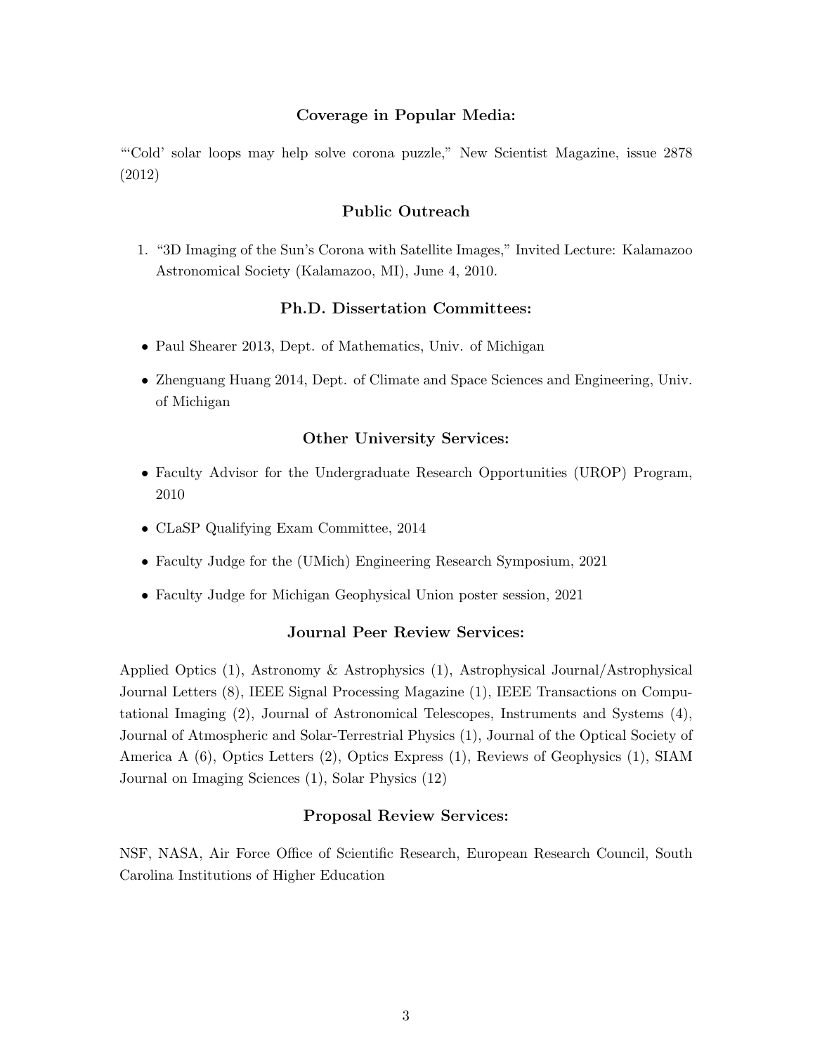## Coverage in Popular Media:

"'Cold' solar loops may help solve corona puzzle," New Scientist Magazine, issue 2878 (2012)

## Public Outreach

1. "3D Imaging of the Sun's Corona with Satellite Images," Invited Lecture: Kalamazoo Astronomical Society (Kalamazoo, MI), June 4, 2010.

## Ph.D. Dissertation Committees:

- Paul Shearer 2013, Dept. of Mathematics, Univ. of Michigan
- Zhenguang Huang 2014, Dept. of Climate and Space Sciences and Engineering, Univ. of Michigan

## Other University Services:

- Faculty Advisor for the Undergraduate Research Opportunities (UROP) Program, 2010
- CLaSP Qualifying Exam Committee, 2014
- Faculty Judge for the (UMich) Engineering Research Symposium, 2021
- Faculty Judge for Michigan Geophysical Union poster session, 2021

## Journal Peer Review Services:

Applied Optics (1), Astronomy & Astrophysics (1), Astrophysical Journal/Astrophysical Journal Letters (8), IEEE Signal Processing Magazine (1), IEEE Transactions on Computational Imaging (2), Journal of Astronomical Telescopes, Instruments and Systems (4), Journal of Atmospheric and Solar-Terrestrial Physics (1), Journal of the Optical Society of America A (6), Optics Letters (2), Optics Express (1), Reviews of Geophysics (1), SIAM Journal on Imaging Sciences (1), Solar Physics (12)

## Proposal Review Services:

NSF, NASA, Air Force Office of Scientific Research, European Research Council, South Carolina Institutions of Higher Education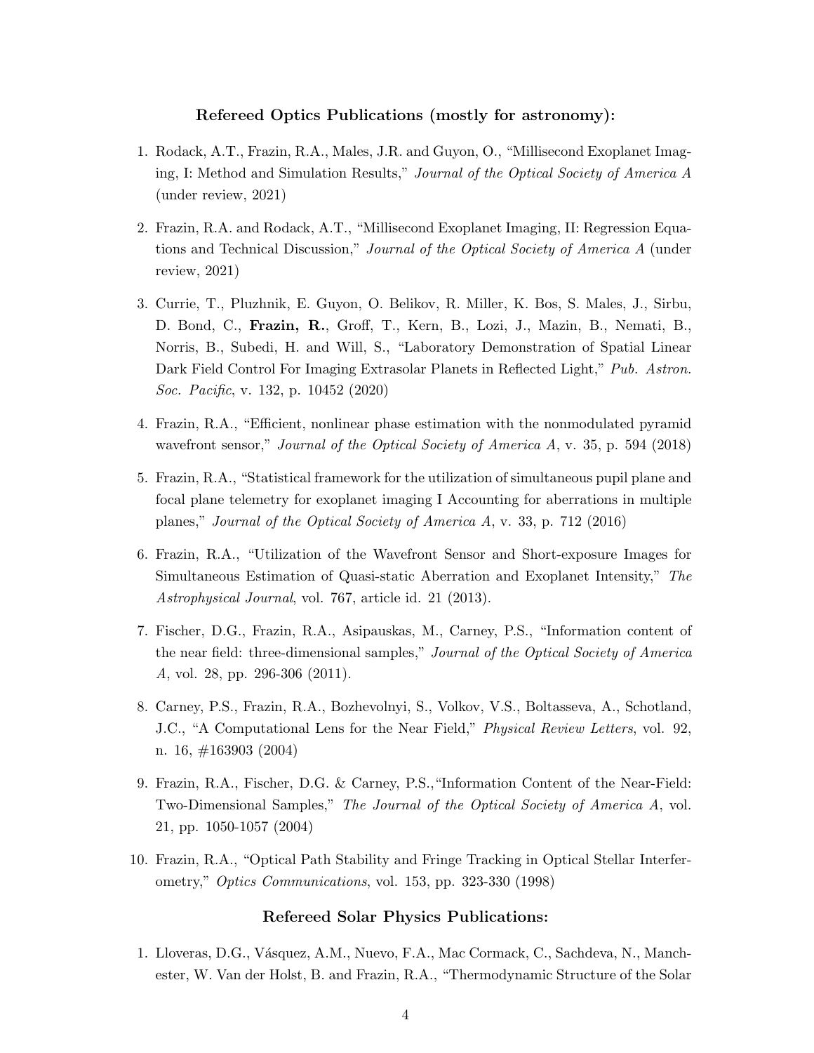### Refereed Optics Publications (mostly for astronomy):

1. Rodack, A.T., Frazin, R.A., Males, J.R. and Guyon, O., "Millisecond Exoplanet Imaging, I: Method and Simulation Results," *Journal of the Optical Society of America A* (under review, 2021)

2. Frazin, R.A. and Rodack, A.T., "Millisecond Exoplanet Imaging, II: Regression Equations and Technical Discussion," *Journal of the Optical Society of America A* (under review, 2021)

3. Currie, T., Pluzhnik, E. Guyon, O. Belikov, R. Miller, K. Bos, S. Males, J., Sirbu, D. Bond, C., **Frazin, R.**, Groff, T., Kern, B., Lozi, J., Mazin, B., Nemati, B., Norris, B., Subedi, H. and Will, S., "Laboratory Demonstration of Spatial Linear Dark Field Control For Imaging Extrasolar Planets in Reflected Light," *Pub. Astron. Soc. Pacific*, v. 132, p. 10452 (2020)

4. Frazin, R.A., "Efficient, nonlinear phase estimation with the nonmodulated pyramid wavefront sensor," *Journal of the Optical Society of America A*, v. 35, p. 594 (2018)

5. Frazin, R.A., "Statistical framework for the utilization of simultaneous pupil plane and focal plane telemetry for exoplanet imaging I Accounting for aberrations in multiple planes," *Journal of the Optical Society of America A*, v. 33, p. 712 (2016)

6. Frazin, R.A., "Utilization of the Wavefront Sensor and Short-exposure Images for Simultaneous Estimation of Quasi-static Aberration and Exoplanet Intensity," *The Astrophysical Journal*, vol. 767, article id. 21 (2013).

7. Fischer, D.G., Frazin, R.A., Asipauskas, M., Carney, P.S., "Information content of the near field: three-dimensional samples," *Journal of the Optical Society of America A*, vol. 28, pp. 296-306 (2011).

8. Carney, P.S., Frazin, R.A., Bozhevolnyi, S., Volkov, V.S., Boltasseva, A., Schotland, J.C., "A Computational Lens for the Near Field," *Physical Review Letters*, vol. 92, n. 16, #163903 (2004)

9. Frazin, R.A., Fischer, D.G. & Carney, P.S.,"Information Content of the Near-Field: Two-Dimensional Samples," *The Journal of the Optical Society of America A*, vol. 21, pp. 1050-1057 (2004)

10. Frazin, R.A., "Optical Path Stability and Fringe Tracking in Optical Stellar Interferometry," *Optics Communications*, vol. 153, pp. 323-330 (1998)

### Refereed Solar Physics Publications:

1. Lloveras, D.G., Vásquez, A.M., Nuevo, F.A., Mac Cormack, C., Sachdeva, N., Manchester, W. Van der Holst, B. and Frazin, R.A., "Thermodynamic Structure of the Solar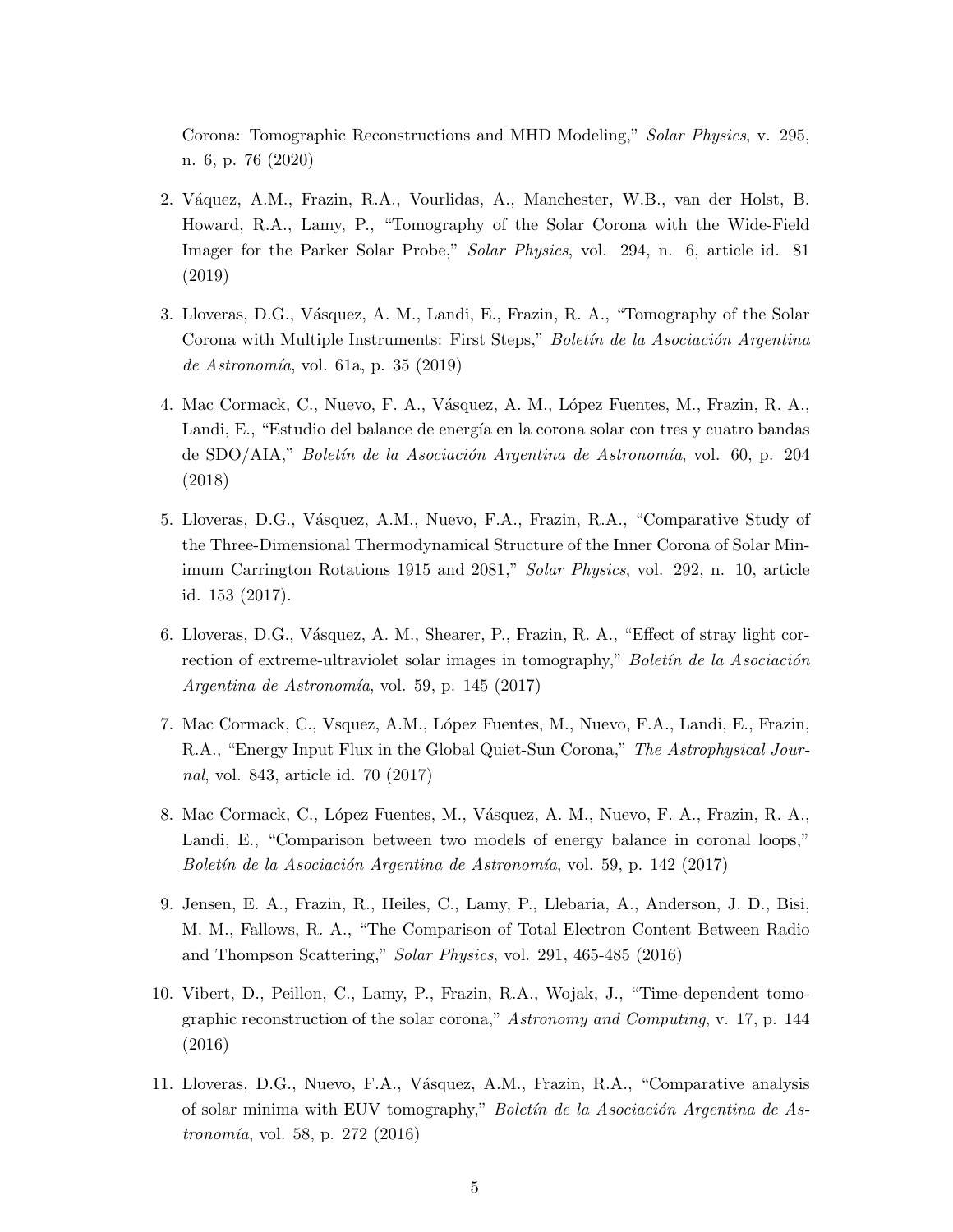Corona: Tomographic Reconstructions and MHD Modeling," *Solar Physics*, v. 295, n. 6, p. 76 (2020)

2. Váquez, A.M., Frazin, R.A., Vourlidas, A., Manchester, W.B., van der Holst, B. Howard, R.A., Lamy, P., "Tomography of the Solar Corona with the Wide-Field Imager for the Parker Solar Probe," *Solar Physics*, vol. 294, n. 6, article id. 81 (2019)

3. Lloveras, D.G., Vásquez, A. M., Landi, E., Frazin, R. A., "Tomography of the Solar Corona with Multiple Instruments: First Steps," *Boletín de la Asociación Argentina de Astronomía*, vol. 61a, p. 35 (2019)

4. Mac Cormack, C., Nuevo, F. A., Vásquez, A. M., López Fuentes, M., Frazin, R. A., Landi, E., "Estudio del balance de energía en la corona solar con tres y cuatro bandas de SDO/AIA," *Boletín de la Asociación Argentina de Astronomía*, vol. 60, p. 204 (2018)

5. Lloveras, D.G., Vásquez, A.M., Nuevo, F.A., Frazin, R.A., "Comparative Study of the Three-Dimensional Thermodynamical Structure of the Inner Corona of Solar Minimum Carrington Rotations 1915 and 2081," *Solar Physics*, vol. 292, n. 10, article id. 153 (2017).

6. Lloveras, D.G., Vásquez, A. M., Shearer, P., Frazin, R. A., "Effect of stray light correction of extreme-ultraviolet solar images in tomography," *Boletín de la Asociación Argentina de Astronomía*, vol. 59, p. 145 (2017)

7. Mac Cormack, C., Vsquez, A.M., López Fuentes, M., Nuevo, F.A., Landi, E., Frazin, R.A., "Energy Input Flux in the Global Quiet-Sun Corona," *The Astrophysical Journal*, vol. 843, article id. 70 (2017)

8. Mac Cormack, C., López Fuentes, M., Vásquez, A. M., Nuevo, F. A., Frazin, R. A., Landi, E., "Comparison between two models of energy balance in coronal loops," *Boletín de la Asociación Argentina de Astronomía*, vol. 59, p. 142 (2017)

9. Jensen, E. A., Frazin, R., Heiles, C., Lamy, P., Llebaria, A., Anderson, J. D., Bisi, M. M., Fallows, R. A., "The Comparison of Total Electron Content Between Radio and Thompson Scattering," *Solar Physics*, vol. 291, 465-485 (2016)

10. Vibert, D., Peillon, C., Lamy, P., Frazin, R.A., Wojak, J., "Time-dependent tomographic reconstruction of the solar corona," *Astronomy and Computing*, v. 17, p. 144 (2016)

11. Lloveras, D.G., Nuevo, F.A., Vásquez, A.M., Frazin, R.A., "Comparative analysis of solar minima with EUV tomography," *Boletín de la Asociación Argentina de Astronomía*, vol. 58, p. 272 (2016)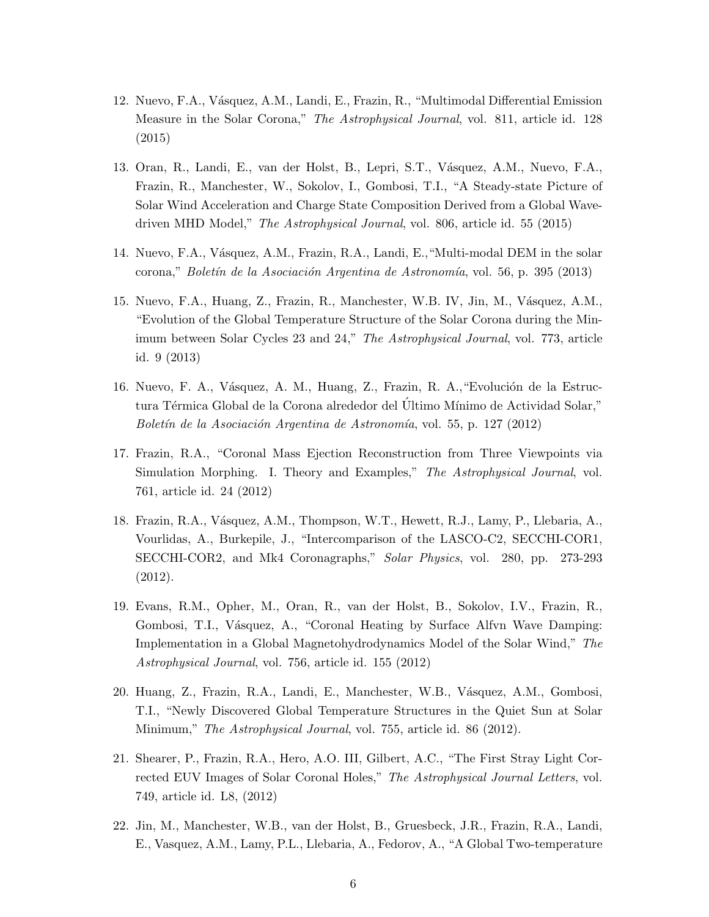12. Nuevo, F.A., Vásquez, A.M., Landi, E., Frazin, R., "Multimodal Differential Emission Measure in the Solar Corona," *The Astrophysical Journal*, vol. 811, article id. 128 (2015)

13. Oran, R., Landi, E., van der Holst, B., Lepri, S.T., Vásquez, A.M., Nuevo, F.A., Frazin, R., Manchester, W., Sokolov, I., Gombosi, T.I., "A Steady-state Picture of Solar Wind Acceleration and Charge State Composition Derived from a Global Wave-driven MHD Model," *The Astrophysical Journal*, vol. 806, article id. 55 (2015)

14. Nuevo, F.A., Vásquez, A.M., Frazin, R.A., Landi, E.,"Multi-modal DEM in the solar corona," *Boletín de la Asociación Argentina de Astronomía*, vol. 56, p. 395 (2013)

15. Nuevo, F.A., Huang, Z., Frazin, R., Manchester, W.B. IV, Jin, M., Vásquez, A.M., "Evolution of the Global Temperature Structure of the Solar Corona during the Minimum between Solar Cycles 23 and 24," *The Astrophysical Journal*, vol. 773, article id. 9 (2013)

16. Nuevo, F. A., Vásquez, A. M., Huang, Z., Frazin, R. A.,"Evolución de la Estructura Térmica Global de la Corona alrededor del Último Mínimo de Actividad Solar," *Boletín de la Asociación Argentina de Astronomía*, vol. 55, p. 127 (2012)

17. Frazin, R.A., "Coronal Mass Ejection Reconstruction from Three Viewpoints via Simulation Morphing. I. Theory and Examples," *The Astrophysical Journal*, vol. 761, article id. 24 (2012)

18. Frazin, R.A., Vásquez, A.M., Thompson, W.T., Hewett, R.J., Lamy, P., Llebaria, A., Vourlidas, A., Burkepile, J., "Intercomparison of the LASCO-C2, SECCHI-COR1, SECCHI-COR2, and Mk4 Coronagraphs," *Solar Physics*, vol. 280, pp. 273-293 (2012).

19. Evans, R.M., Opher, M., Oran, R., van der Holst, B., Sokolov, I.V., Frazin, R., Gombosi, T.I., Vásquez, A., "Coronal Heating by Surface Alfvn Wave Damping: Implementation in a Global Magnetohydrodynamics Model of the Solar Wind," *The Astrophysical Journal*, vol. 756, article id. 155 (2012)

20. Huang, Z., Frazin, R.A., Landi, E., Manchester, W.B., Vásquez, A.M., Gombosi, T.I., "Newly Discovered Global Temperature Structures in the Quiet Sun at Solar Minimum," *The Astrophysical Journal*, vol. 755, article id. 86 (2012).

21. Shearer, P., Frazin, R.A., Hero, A.O. III, Gilbert, A.C., "The First Stray Light Corrected EUV Images of Solar Coronal Holes," *The Astrophysical Journal Letters*, vol. 749, article id. L8, (2012)

22. Jin, M., Manchester, W.B., van der Holst, B., Gruesbeck, J.R., Frazin, R.A., Landi, E., Vasquez, A.M., Lamy, P.L., Llebaria, A., Fedorov, A., "A Global Two-temperature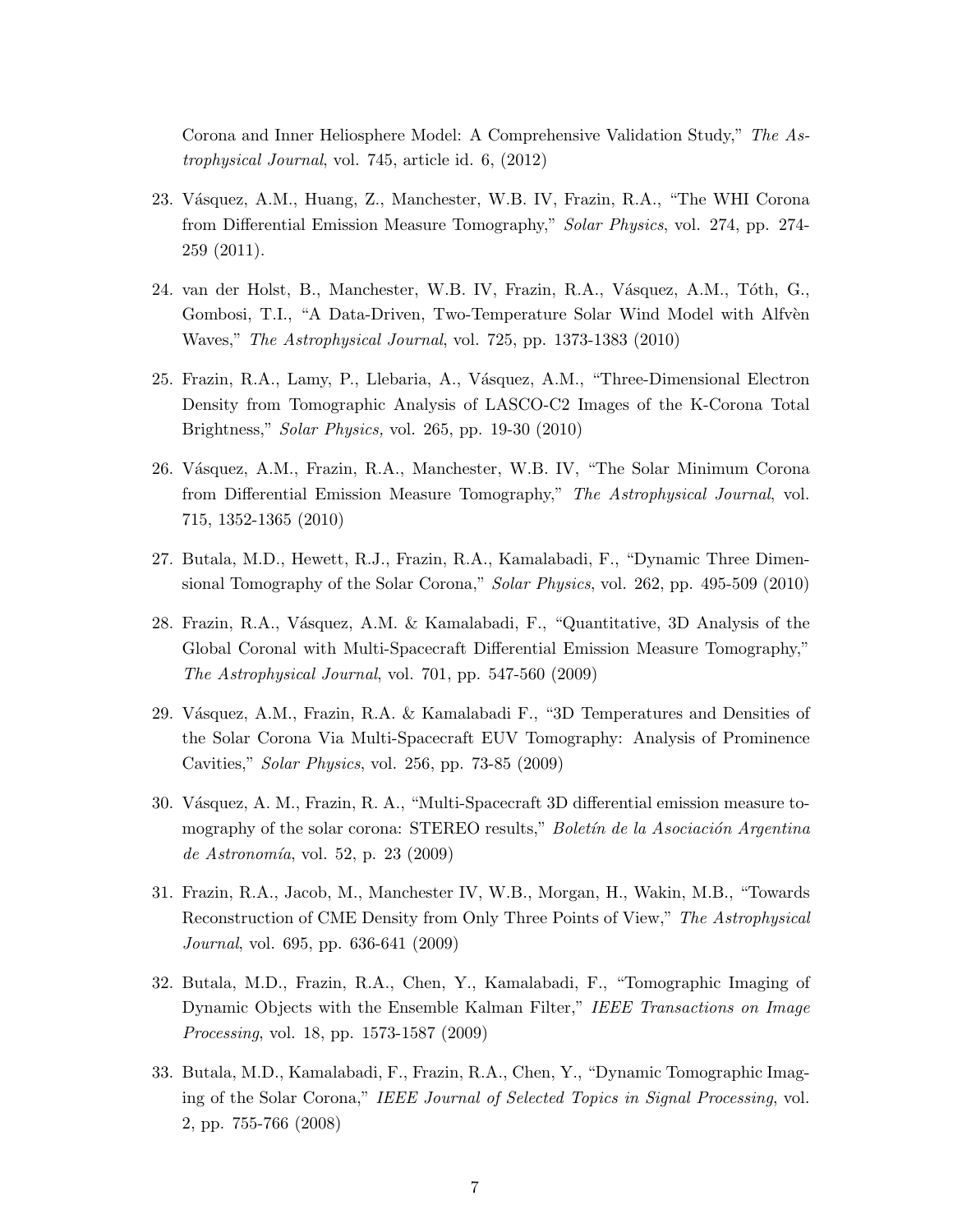Corona and Inner Heliosphere Model: A Comprehensive Validation Study," *The Astrophysical Journal*, vol. 745, article id. 6, (2012)

23. Vásquez, A.M., Huang, Z., Manchester, W.B. IV, Frazin, R.A., "The WHI Corona from Differential Emission Measure Tomography," *Solar Physics*, vol. 274, pp. 274-259 (2011).

24. van der Holst, B., Manchester, W.B. IV, Frazin, R.A., Vásquez, A.M., Tóth, G., Gombosi, T.I., "A Data-Driven, Two-Temperature Solar Wind Model with Alfvèn Waves," *The Astrophysical Journal*, vol. 725, pp. 1373-1383 (2010)

25. Frazin, R.A., Lamy, P., Llebaria, A., Vásquez, A.M., "Three-Dimensional Electron Density from Tomographic Analysis of LASCO-C2 Images of the K-Corona Total Brightness," *Solar Physics,* vol. 265, pp. 19-30 (2010)

26. Vásquez, A.M., Frazin, R.A., Manchester, W.B. IV, "The Solar Minimum Corona from Differential Emission Measure Tomography," *The Astrophysical Journal*, vol. 715, 1352-1365 (2010)

27. Butala, M.D., Hewett, R.J., Frazin, R.A., Kamalabadi, F., "Dynamic Three Dimensional Tomography of the Solar Corona," *Solar Physics*, vol. 262, pp. 495-509 (2010)

28. Frazin, R.A., Vásquez, A.M. & Kamalabadi, F., "Quantitative, 3D Analysis of the Global Coronal with Multi-Spacecraft Differential Emission Measure Tomography," *The Astrophysical Journal*, vol. 701, pp. 547-560 (2009)

29. Vásquez, A.M., Frazin, R.A. & Kamalabadi F., "3D Temperatures and Densities of the Solar Corona Via Multi-Spacecraft EUV Tomography: Analysis of Prominence Cavities," *Solar Physics*, vol. 256, pp. 73-85 (2009)

30. Vásquez, A. M., Frazin, R. A., "Multi-Spacecraft 3D differential emission measure tomography of the solar corona: STEREO results," *Boletín de la Asociación Argentina de Astronomía*, vol. 52, p. 23 (2009)

31. Frazin, R.A., Jacob, M., Manchester IV, W.B., Morgan, H., Wakin, M.B., "Towards Reconstruction of CME Density from Only Three Points of View," *The Astrophysical Journal*, vol. 695, pp. 636-641 (2009)

32. Butala, M.D., Frazin, R.A., Chen, Y., Kamalabadi, F., "Tomographic Imaging of Dynamic Objects with the Ensemble Kalman Filter," *IEEE Transactions on Image Processing*, vol. 18, pp. 1573-1587 (2009)

33. Butala, M.D., Kamalabadi, F., Frazin, R.A., Chen, Y., "Dynamic Tomographic Imaging of the Solar Corona," *IEEE Journal of Selected Topics in Signal Processing*, vol. 2, pp. 755-766 (2008)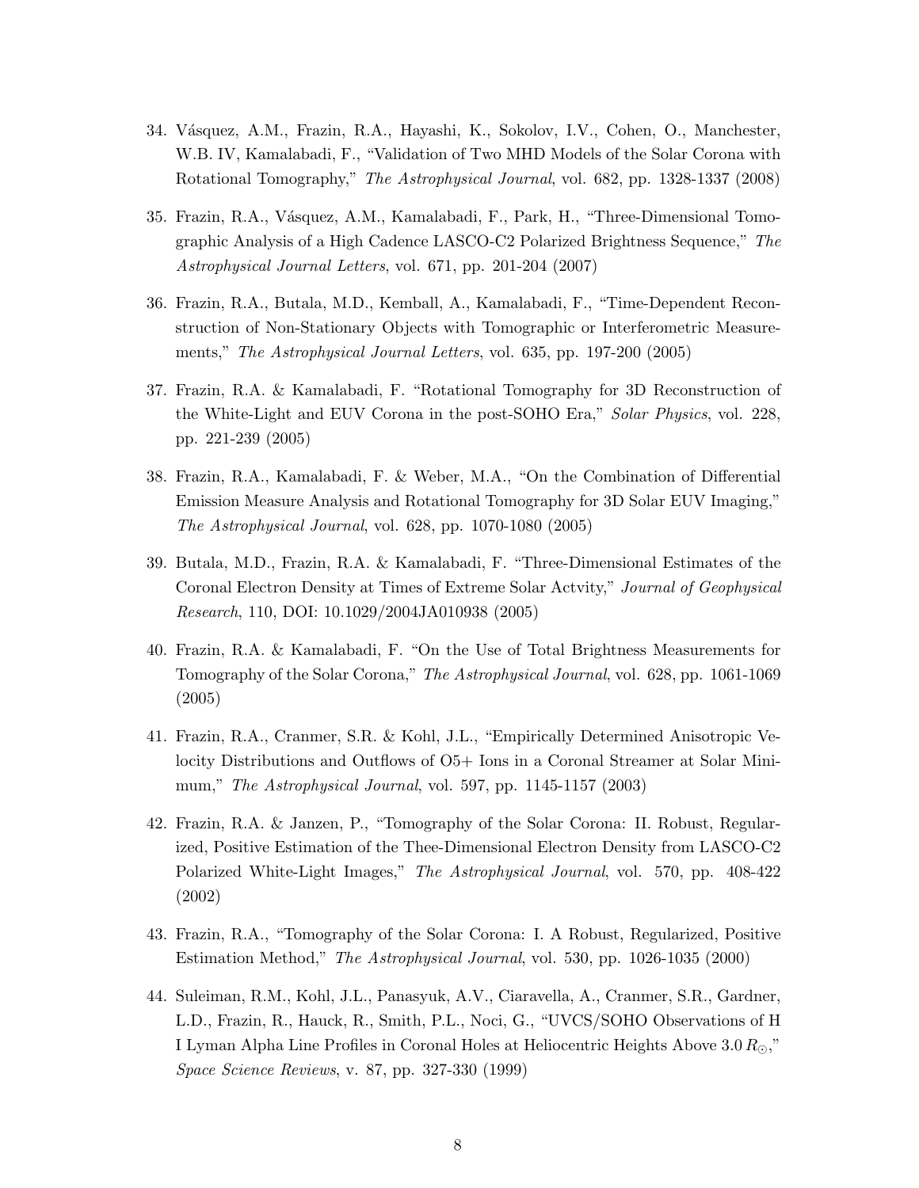34. Vásquez, A.M., Frazin, R.A., Hayashi, K., Sokolov, I.V., Cohen, O., Manchester, W.B. IV, Kamalabadi, F., "Validation of Two MHD Models of the Solar Corona with Rotational Tomography," *The Astrophysical Journal*, vol. 682, pp. 1328-1337 (2008)

35. Frazin, R.A., Vásquez, A.M., Kamalabadi, F., Park, H., "Three-Dimensional Tomographic Analysis of a High Cadence LASCO-C2 Polarized Brightness Sequence," *The Astrophysical Journal Letters*, vol. 671, pp. 201-204 (2007)

36. Frazin, R.A., Butala, M.D., Kemball, A., Kamalabadi, F., "Time-Dependent Reconstruction of Non-Stationary Objects with Tomographic or Interferometric Measurements," *The Astrophysical Journal Letters*, vol. 635, pp. 197-200 (2005)

37. Frazin, R.A. & Kamalabadi, F. "Rotational Tomography for 3D Reconstruction of the White-Light and EUV Corona in the post-SOHO Era," *Solar Physics*, vol. 228, pp. 221-239 (2005)

38. Frazin, R.A., Kamalabadi, F. & Weber, M.A., "On the Combination of Differential Emission Measure Analysis and Rotational Tomography for 3D Solar EUV Imaging," *The Astrophysical Journal*, vol. 628, pp. 1070-1080 (2005)

39. Butala, M.D., Frazin, R.A. & Kamalabadi, F. "Three-Dimensional Estimates of the Coronal Electron Density at Times of Extreme Solar Actvity," *Journal of Geophysical Research*, 110, DOI: 10.1029/2004JA010938 (2005)

40. Frazin, R.A. & Kamalabadi, F. "On the Use of Total Brightness Measurements for Tomography of the Solar Corona," *The Astrophysical Journal*, vol. 628, pp. 1061-1069 (2005)

41. Frazin, R.A., Cranmer, S.R. & Kohl, J.L., "Empirically Determined Anisotropic Velocity Distributions and Outflows of O5+ Ions in a Coronal Streamer at Solar Minimum," *The Astrophysical Journal*, vol. 597, pp. 1145-1157 (2003)

42. Frazin, R.A. & Janzen, P., "Tomography of the Solar Corona: II. Robust, Regularized, Positive Estimation of the Thee-Dimensional Electron Density from LASCO-C2 Polarized White-Light Images," *The Astrophysical Journal*, vol. 570, pp. 408-422 (2002)

43. Frazin, R.A., "Tomography of the Solar Corona: I. A Robust, Regularized, Positive Estimation Method," *The Astrophysical Journal*, vol. 530, pp. 1026-1035 (2000)

44. Suleiman, R.M., Kohl, J.L., Panasyuk, A.V., Ciaravella, A., Cranmer, S.R., Gardner, L.D., Frazin, R., Hauck, R., Smith, P.L., Noci, G., "UVCS/SOHO Observations of H I Lyman Alpha Line Profiles in Coronal Holes at Heliocentric Heights Above 3.0 $R_{\odot}$," *Space Science Reviews*, v. 87, pp. 327-330 (1999)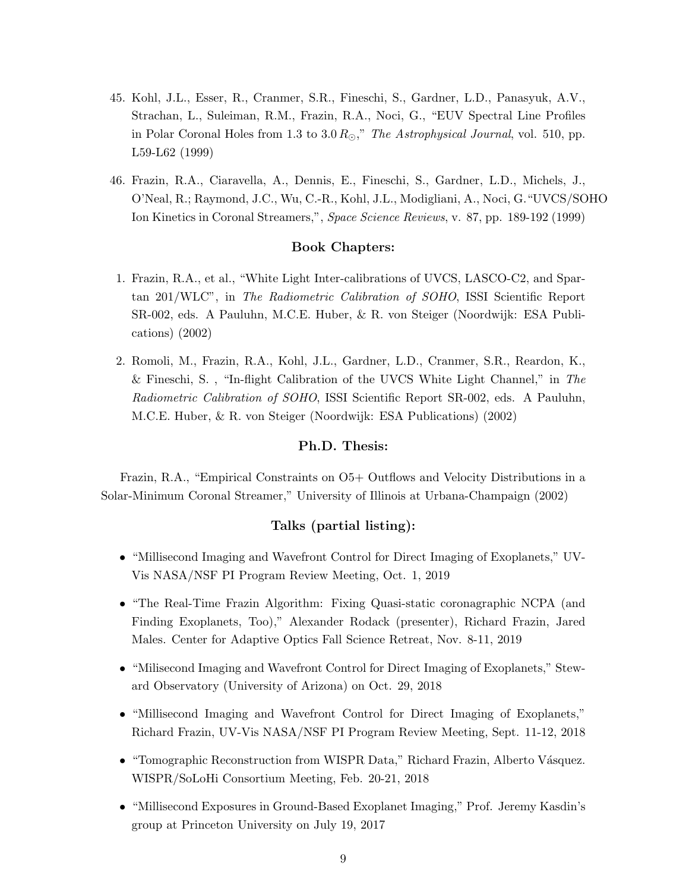45. Kohl, J.L., Esser, R., Cranmer, S.R., Fineschi, S., Gardner, L.D., Panasyuk, A.V., Strachan, L., Suleiman, R.M., Frazin, R.A., Noci, G., "EUV Spectral Line Profiles in Polar Coronal Holes from 1.3 to 3.0 $R_\odot$," *The Astrophysical Journal*, vol. 510, pp. L59-L62 (1999)

46. Frazin, R.A., Ciaravella, A., Dennis, E., Fineschi, S., Gardner, L.D., Michels, J., O'Neal, R.; Raymond, J.C., Wu, C.-R., Kohl, J.L., Modigliani, A., Noci, G."UVCS/SOHO Ion Kinetics in Coronal Streamers,", *Space Science Reviews*, v. 87, pp. 189-192 (1999)

### Book Chapters:

1. Frazin, R.A., et al., "White Light Inter-calibrations of UVCS, LASCO-C2, and Spartan 201/WLC", in *The Radiometric Calibration of SOHO*, ISSI Scientific Report SR-002, eds. A Pauluhn, M.C.E. Huber, & R. von Steiger (Noordwijk: ESA Publications) (2002)

2. Romoli, M., Frazin, R.A., Kohl, J.L., Gardner, L.D., Cranmer, S.R., Reardon, K., & Fineschi, S. , "In-flight Calibration of the UVCS White Light Channel," in *The Radiometric Calibration of SOHO*, ISSI Scientific Report SR-002, eds. A Pauluhn, M.C.E. Huber, & R. von Steiger (Noordwijk: ESA Publications) (2002)

### Ph.D. Thesis:

Frazin, R.A., "Empirical Constraints on O5+ Outflows and Velocity Distributions in a Solar-Minimum Coronal Streamer," University of Illinois at Urbana-Champaign (2002)

### Talks (partial listing):

- "Millisecond Imaging and Wavefront Control for Direct Imaging of Exoplanets," UV-Vis NASA/NSF PI Program Review Meeting, Oct. 1, 2019
- "The Real-Time Frazin Algorithm: Fixing Quasi-static coronagraphic NCPA (and Finding Exoplanets, Too)," Alexander Rodack (presenter), Richard Frazin, Jared Males. Center for Adaptive Optics Fall Science Retreat, Nov. 8-11, 2019
- "Milisecond Imaging and Wavefront Control for Direct Imaging of Exoplanets," Steward Observatory (University of Arizona) on Oct. 29, 2018
- "Millisecond Imaging and Wavefront Control for Direct Imaging of Exoplanets," Richard Frazin, UV-Vis NASA/NSF PI Program Review Meeting, Sept. 11-12, 2018
- "Tomographic Reconstruction from WISPR Data," Richard Frazin, Alberto Vásquez. WISPR/SoLoHi Consortium Meeting, Feb. 20-21, 2018
- "Millisecond Exposures in Ground-Based Exoplanet Imaging," Prof. Jeremy Kasdin's group at Princeton University on July 19, 2017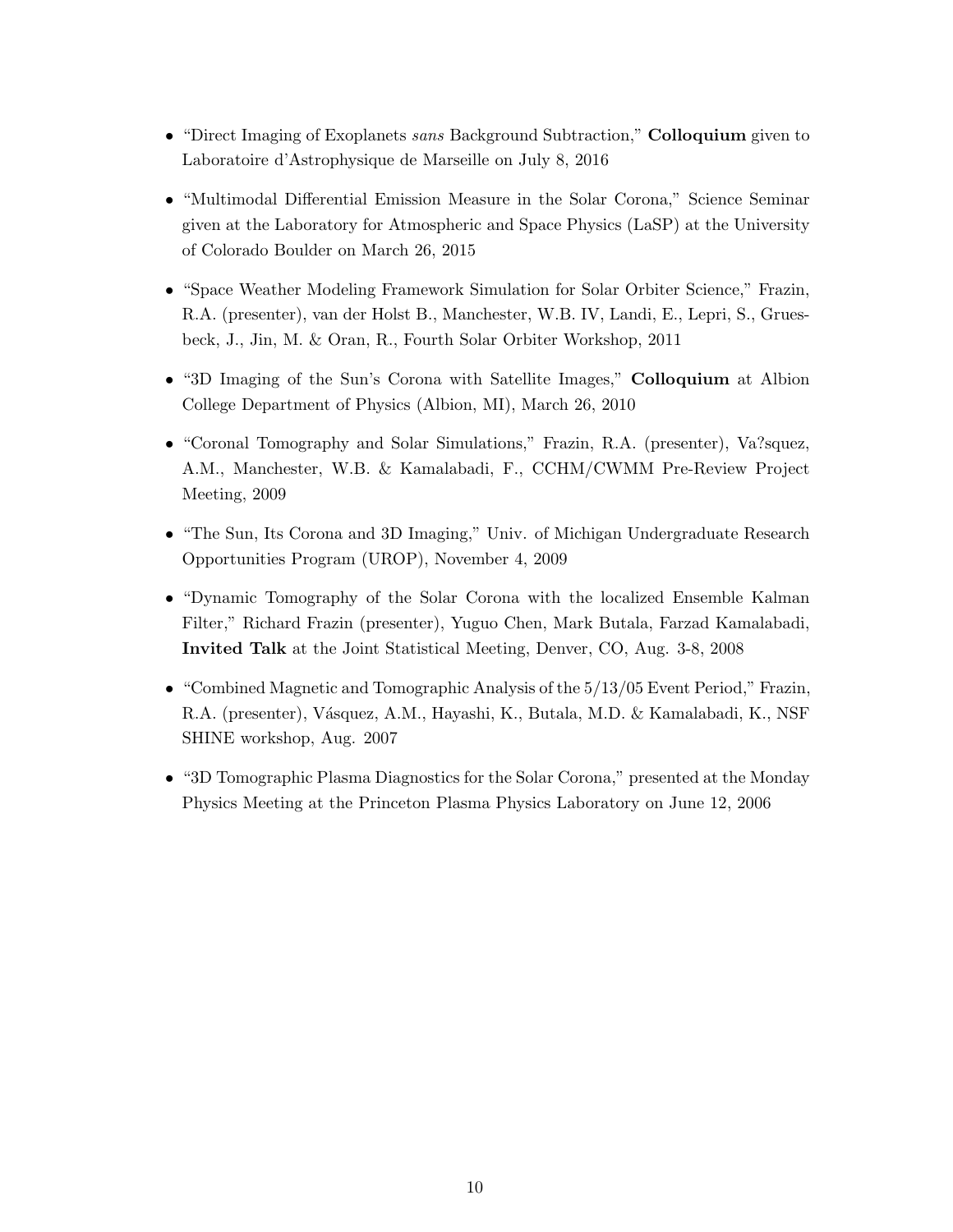- "Direct Imaging of Exoplanets *sans* Background Subtraction," **Colloquium** given to Laboratoire d'Astrophysique de Marseille on July 8, 2016
- "Multimodal Differential Emission Measure in the Solar Corona," Science Seminar given at the Laboratory for Atmospheric and Space Physics (LaSP) at the University of Colorado Boulder on March 26, 2015
- "Space Weather Modeling Framework Simulation for Solar Orbiter Science," Frazin, R.A. (presenter), van der Holst B., Manchester, W.B. IV, Landi, E., Lepri, S., Gruesbeck, J., Jin, M. & Oran, R., Fourth Solar Orbiter Workshop, 2011
- "3D Imaging of the Sun's Corona with Satellite Images," **Colloquium** at Albion College Department of Physics (Albion, MI), March 26, 2010
- "Coronal Tomography and Solar Simulations," Frazin, R.A. (presenter), Va?squez, A.M., Manchester, W.B. & Kamalabadi, F., CCHM/CWMM Pre-Review Project Meeting, 2009
- "The Sun, Its Corona and 3D Imaging," Univ. of Michigan Undergraduate Research Opportunities Program (UROP), November 4, 2009
- "Dynamic Tomography of the Solar Corona with the localized Ensemble Kalman Filter," Richard Frazin (presenter), Yuguo Chen, Mark Butala, Farzad Kamalabadi, **Invited Talk** at the Joint Statistical Meeting, Denver, CO, Aug. 3-8, 2008
- "Combined Magnetic and Tomographic Analysis of the 5/13/05 Event Period," Frazin, R.A. (presenter), Vásquez, A.M., Hayashi, K., Butala, M.D. & Kamalabadi, K., NSF SHINE workshop, Aug. 2007
- "3D Tomographic Plasma Diagnostics for the Solar Corona," presented at the Monday Physics Meeting at the Princeton Plasma Physics Laboratory on June 12, 2006